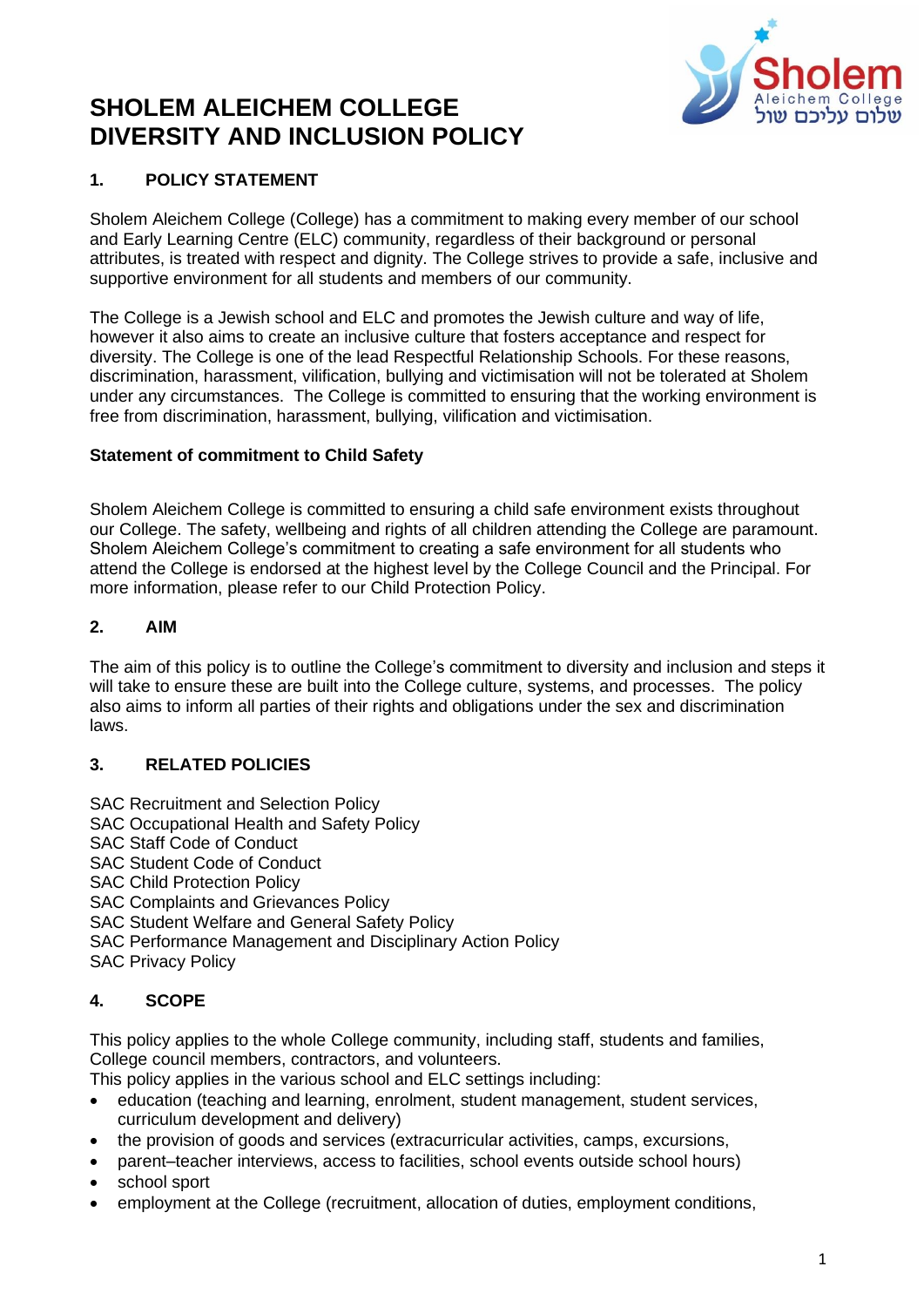# SHOLEM ALEICHEM COLLEGE DIVERSITY AND INCLUSION POLICY

## 1. POLICY STATEMENT

Sholem Aleichem College (College) has a commitment to making every member of our school and Early Learning Centre (ELC) community, regardless of their background or personal attributes, is treated with respect and dignity. The College strives to provide a safe, inclusive and supportive environment for all students and members of our community.

The College is a Jewish school and ELC and promotes the Jewish culture and way of life, however it also aims to create an inclusive culture that fosters acceptance and respect for diversity. The College is one of the lead Respectful Relationship Schools. For these reasons, discrimination, harassment, vilification, bullying and victimisation will not be tolerated at Sholem under any circumstances. The College is committed to ensuring that the working environment is free from discrimination, harassment, bullying, vilification and victimisation.

**Statement of commitment to Child Safety**

Sholem Aleichem College is committed to ensuring a child safe environment exists throughout our College. The safety, wellbeing and rights of all children attending the College are paramount. Sholem Aleichem College's commitment to creating a safe environment for all students who attend the College is endorsed at the highest level by the College Council and the Principal. For more information, please refer to our Child Protection Policy.

## 2. AIM

The aim of this policy is to outline the College's commitment to diversity and inclusion and steps it will take to ensure these are built into the College culture, systems, and processes. The policy also aims to inform all parties of their rights and obligations under the sex and discrimination laws.

## 3. RELATED POLICIES

SAC Recruitment and Selection Policy
SAC Occupational Health and Safety Policy
SAC Staff Code of Conduct
SAC Student Code of Conduct
SAC Child Protection Policy
SAC Complaints and Grievances Policy
SAC Student Welfare and General Safety Policy
SAC Performance Management and Disciplinary Action Policy
SAC Privacy Policy

## 4. SCOPE

This policy applies to the whole College community, including staff, students and families, College council members, contractors, and volunteers.
This policy applies in the various school and ELC settings including:

- education (teaching and learning, enrolment, student management, student services, curriculum development and delivery)
- the provision of goods and services (extracurricular activities, camps, excursions,
- parent–teacher interviews, access to facilities, school events outside school hours)
- school sport
- employment at the College (recruitment, allocation of duties, employment conditions,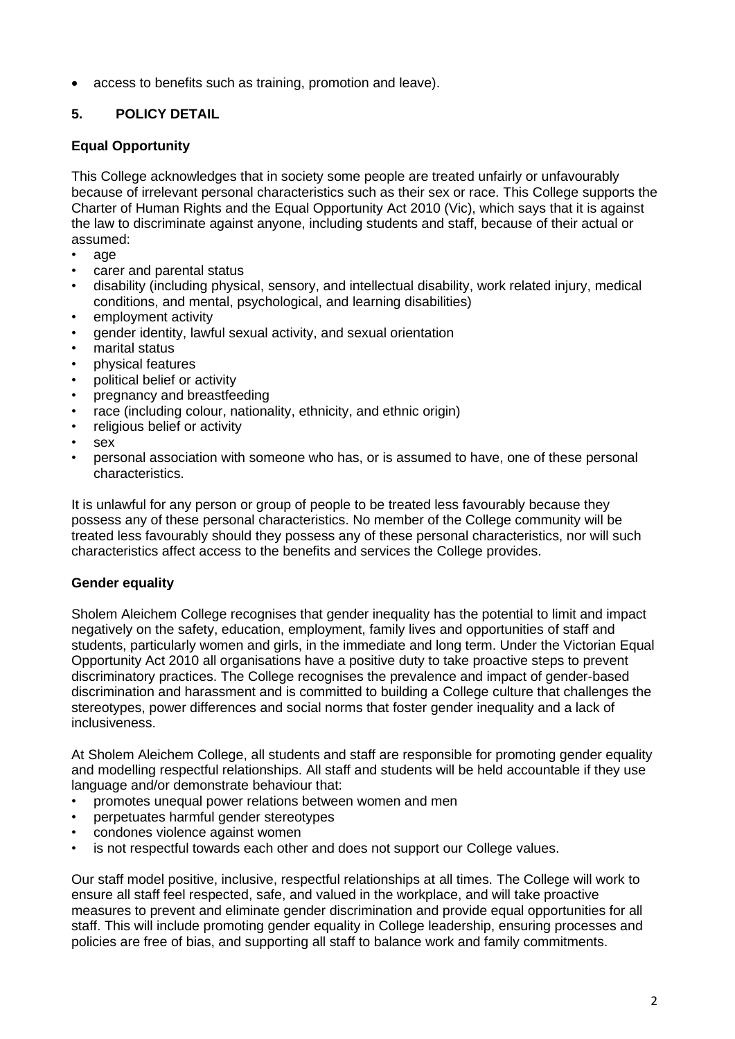- access to benefits such as training, promotion and leave).

## 5. POLICY DETAIL

### Equal Opportunity

This College acknowledges that in society some people are treated unfairly or unfavourably because of irrelevant personal characteristics such as their sex or race. This College supports the Charter of Human Rights and the Equal Opportunity Act 2010 (Vic), which says that it is against the law to discriminate against anyone, including students and staff, because of their actual or assumed:

- age
- carer and parental status
- disability (including physical, sensory, and intellectual disability, work related injury, medical conditions, and mental, psychological, and learning disabilities)
- employment activity
- gender identity, lawful sexual activity, and sexual orientation
- marital status
- physical features
- political belief or activity
- pregnancy and breastfeeding
- race (including colour, nationality, ethnicity, and ethnic origin)
- religious belief or activity
- sex
- personal association with someone who has, or is assumed to have, one of these personal characteristics.

It is unlawful for any person or group of people to be treated less favourably because they possess any of these personal characteristics. No member of the College community will be treated less favourably should they possess any of these personal characteristics, nor will such characteristics affect access to the benefits and services the College provides.

### Gender equality

Sholem Aleichem College recognises that gender inequality has the potential to limit and impact negatively on the safety, education, employment, family lives and opportunities of staff and students, particularly women and girls, in the immediate and long term. Under the Victorian Equal Opportunity Act 2010 all organisations have a positive duty to take proactive steps to prevent discriminatory practices. The College recognises the prevalence and impact of gender-based discrimination and harassment and is committed to building a College culture that challenges the stereotypes, power differences and social norms that foster gender inequality and a lack of inclusiveness.

At Sholem Aleichem College, all students and staff are responsible for promoting gender equality and modelling respectful relationships. All staff and students will be held accountable if they use language and/or demonstrate behaviour that:

- promotes unequal power relations between women and men
- perpetuates harmful gender stereotypes
- condones violence against women
- is not respectful towards each other and does not support our College values.

Our staff model positive, inclusive, respectful relationships at all times. The College will work to ensure all staff feel respected, safe, and valued in the workplace, and will take proactive measures to prevent and eliminate gender discrimination and provide equal opportunities for all staff. This will include promoting gender equality in College leadership, ensuring processes and policies are free of bias, and supporting all staff to balance work and family commitments.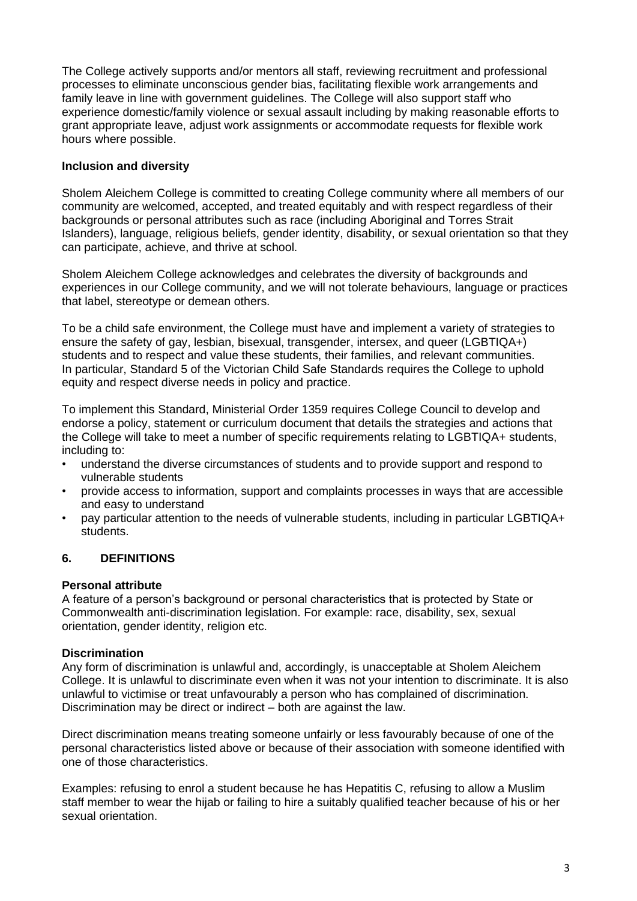The College actively supports and/or mentors all staff, reviewing recruitment and professional processes to eliminate unconscious gender bias, facilitating flexible work arrangements and family leave in line with government guidelines. The College will also support staff who experience domestic/family violence or sexual assault including by making reasonable efforts to grant appropriate leave, adjust work assignments or accommodate requests for flexible work hours where possible.

**Inclusion and diversity**

Sholem Aleichem College is committed to creating College community where all members of our community are welcomed, accepted, and treated equitably and with respect regardless of their backgrounds or personal attributes such as race (including Aboriginal and Torres Strait Islanders), language, religious beliefs, gender identity, disability, or sexual orientation so that they can participate, achieve, and thrive at school.

Sholem Aleichem College acknowledges and celebrates the diversity of backgrounds and experiences in our College community, and we will not tolerate behaviours, language or practices that label, stereotype or demean others.

To be a child safe environment, the College must have and implement a variety of strategies to ensure the safety of gay, lesbian, bisexual, transgender, intersex, and queer (LGBTIQA+) students and to respect and value these students, their families, and relevant communities. In particular, Standard 5 of the Victorian Child Safe Standards requires the College to uphold equity and respect diverse needs in policy and practice.

To implement this Standard, Ministerial Order 1359 requires College Council to develop and endorse a policy, statement or curriculum document that details the strategies and actions that the College will take to meet a number of specific requirements relating to LGBTIQA+ students, including to:

- understand the diverse circumstances of students and to provide support and respond to vulnerable students
- provide access to information, support and complaints processes in ways that are accessible and easy to understand
- pay particular attention to the needs of vulnerable students, including in particular LGBTIQA+ students.

## 6. DEFINITIONS

**Personal attribute**
A feature of a person's background or personal characteristics that is protected by State or Commonwealth anti-discrimination legislation. For example: race, disability, sex, sexual orientation, gender identity, religion etc.

**Discrimination**
Any form of discrimination is unlawful and, accordingly, is unacceptable at Sholem Aleichem College. It is unlawful to discriminate even when it was not your intention to discriminate. It is also unlawful to victimise or treat unfavourably a person who has complained of discrimination. Discrimination may be direct or indirect – both are against the law.

Direct discrimination means treating someone unfairly or less favourably because of one of the personal characteristics listed above or because of their association with someone identified with one of those characteristics.

Examples: refusing to enrol a student because he has Hepatitis C, refusing to allow a Muslim staff member to wear the hijab or failing to hire a suitably qualified teacher because of his or her sexual orientation.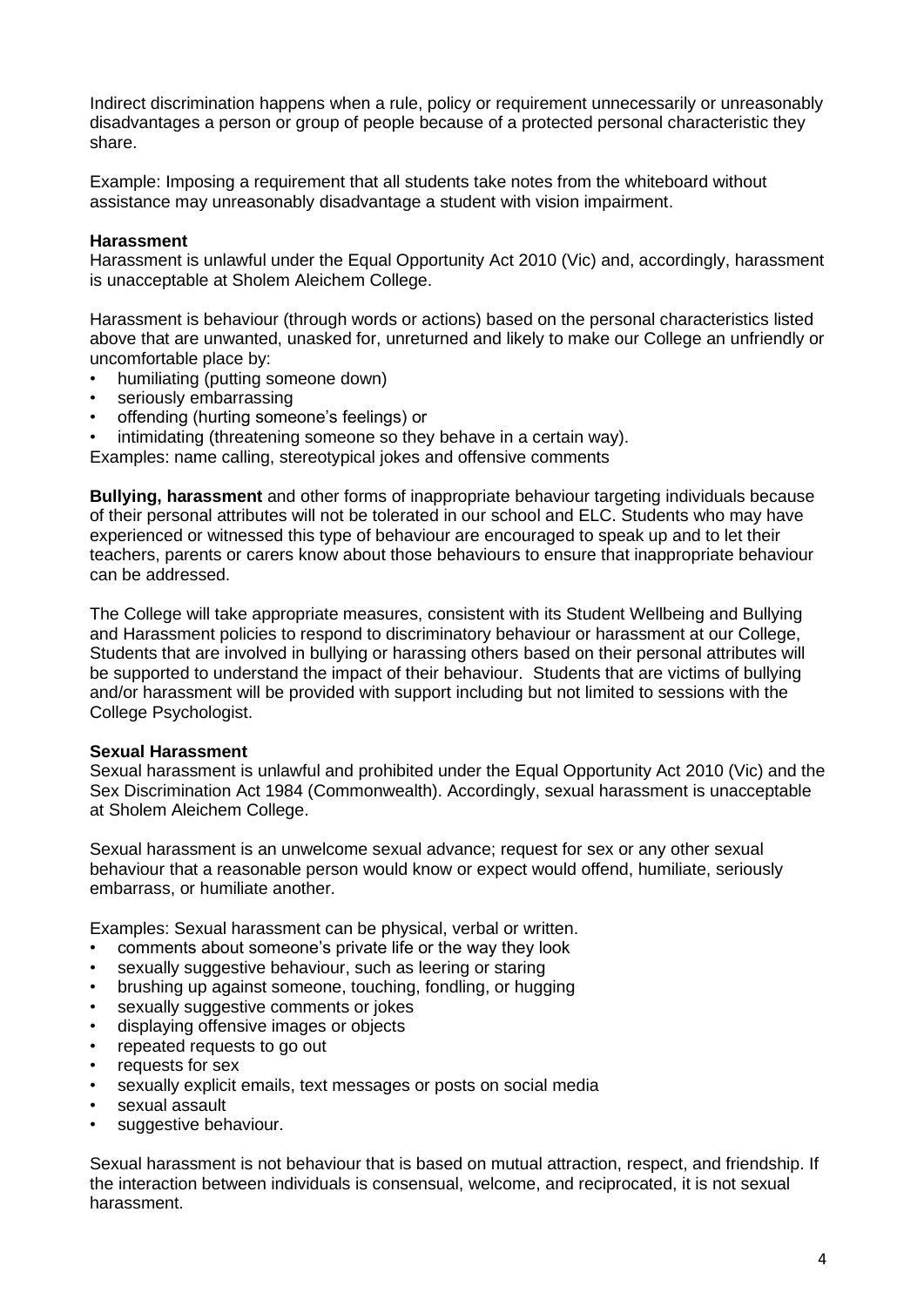Indirect discrimination happens when a rule, policy or requirement unnecessarily or unreasonably disadvantages a person or group of people because of a protected personal characteristic they share.

Example: Imposing a requirement that all students take notes from the whiteboard without assistance may unreasonably disadvantage a student with vision impairment.

**Harassment**
Harassment is unlawful under the Equal Opportunity Act 2010 (Vic) and, accordingly, harassment is unacceptable at Sholem Aleichem College.

Harassment is behaviour (through words or actions) based on the personal characteristics listed above that are unwanted, unasked for, unreturned and likely to make our College an unfriendly or uncomfortable place by:

- humiliating (putting someone down)
- seriously embarrassing
- offending (hurting someone's feelings) or
- intimidating (threatening someone so they behave in a certain way).

Examples: name calling, stereotypical jokes and offensive comments

**Bullying, harassment** and other forms of inappropriate behaviour targeting individuals because of their personal attributes will not be tolerated in our school and ELC. Students who may have experienced or witnessed this type of behaviour are encouraged to speak up and to let their teachers, parents or carers know about those behaviours to ensure that inappropriate behaviour can be addressed.

The College will take appropriate measures, consistent with its Student Wellbeing and Bullying and Harassment policies to respond to discriminatory behaviour or harassment at our College, Students that are involved in bullying or harassing others based on their personal attributes will be supported to understand the impact of their behaviour. Students that are victims of bullying and/or harassment will be provided with support including but not limited to sessions with the College Psychologist.

**Sexual Harassment**
Sexual harassment is unlawful and prohibited under the Equal Opportunity Act 2010 (Vic) and the Sex Discrimination Act 1984 (Commonwealth). Accordingly, sexual harassment is unacceptable at Sholem Aleichem College.

Sexual harassment is an unwelcome sexual advance; request for sex or any other sexual behaviour that a reasonable person would know or expect would offend, humiliate, seriously embarrass, or humiliate another.

Examples: Sexual harassment can be physical, verbal or written.

- comments about someone's private life or the way they look
- sexually suggestive behaviour, such as leering or staring
- brushing up against someone, touching, fondling, or hugging
- sexually suggestive comments or jokes
- displaying offensive images or objects
- repeated requests to go out
- requests for sex
- sexually explicit emails, text messages or posts on social media
- sexual assault
- suggestive behaviour.

Sexual harassment is not behaviour that is based on mutual attraction, respect, and friendship. If the interaction between individuals is consensual, welcome, and reciprocated, it is not sexual harassment.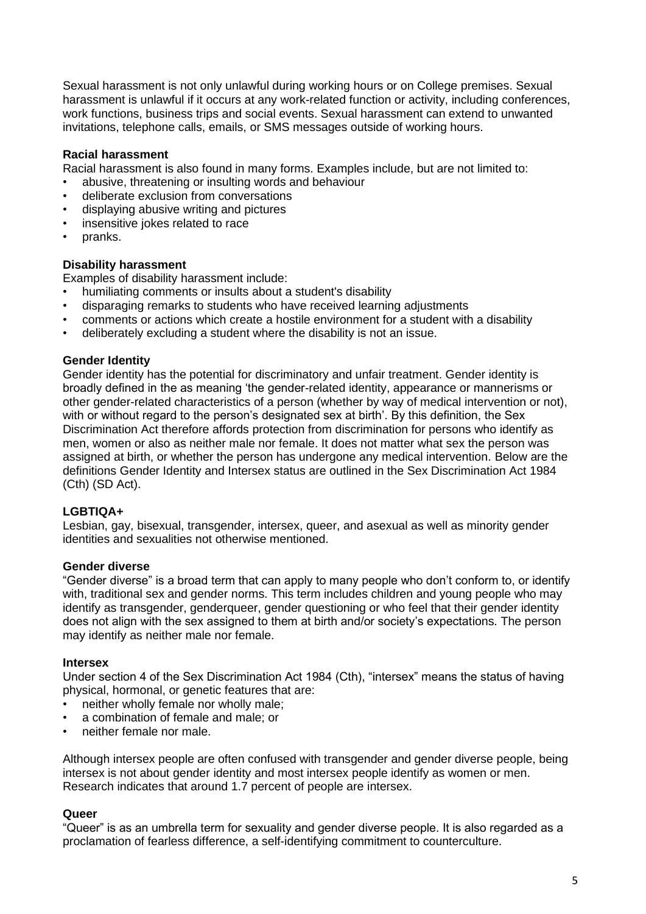Sexual harassment is not only unlawful during working hours or on College premises. Sexual harassment is unlawful if it occurs at any work-related function or activity, including conferences, work functions, business trips and social events. Sexual harassment can extend to unwanted invitations, telephone calls, emails, or SMS messages outside of working hours.

**Racial harassment**

Racial harassment is also found in many forms. Examples include, but are not limited to:

- abusive, threatening or insulting words and behaviour
- deliberate exclusion from conversations
- displaying abusive writing and pictures
- insensitive jokes related to race
- pranks.

**Disability harassment**

Examples of disability harassment include:

- humiliating comments or insults about a student's disability
- disparaging remarks to students who have received learning adjustments
- comments or actions which create a hostile environment for a student with a disability
- deliberately excluding a student where the disability is not an issue.

**Gender Identity**

Gender identity has the potential for discriminatory and unfair treatment. Gender identity is broadly defined in the as meaning 'the gender-related identity, appearance or mannerisms or other gender-related characteristics of a person (whether by way of medical intervention or not), with or without regard to the person's designated sex at birth'. By this definition, the Sex Discrimination Act therefore affords protection from discrimination for persons who identify as men, women or also as neither male nor female. It does not matter what sex the person was assigned at birth, or whether the person has undergone any medical intervention. Below are the definitions Gender Identity and Intersex status are outlined in the Sex Discrimination Act 1984 (Cth) (SD Act).

**LGBTIQA+**

Lesbian, gay, bisexual, transgender, intersex, queer, and asexual as well as minority gender identities and sexualities not otherwise mentioned.

**Gender diverse**

"Gender diverse" is a broad term that can apply to many people who don't conform to, or identify with, traditional sex and gender norms. This term includes children and young people who may identify as transgender, genderqueer, gender questioning or who feel that their gender identity does not align with the sex assigned to them at birth and/or society's expectations. The person may identify as neither male nor female.

**Intersex**

Under section 4 of the Sex Discrimination Act 1984 (Cth), "intersex" means the status of having physical, hormonal, or genetic features that are:

- neither wholly female nor wholly male;
- a combination of female and male; or
- neither female nor male.

Although intersex people are often confused with transgender and gender diverse people, being intersex is not about gender identity and most intersex people identify as women or men. Research indicates that around 1.7 percent of people are intersex.

**Queer**

"Queer" is as an umbrella term for sexuality and gender diverse people. It is also regarded as a proclamation of fearless difference, a self-identifying commitment to counterculture.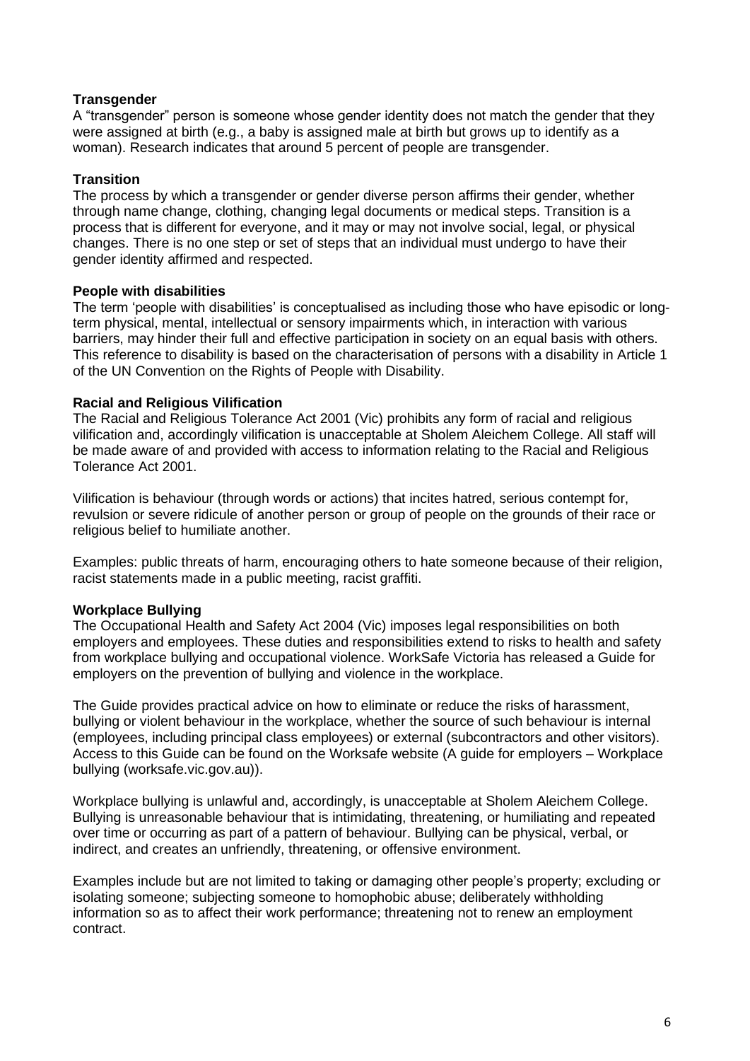**Transgender**

A "transgender" person is someone whose gender identity does not match the gender that they were assigned at birth (e.g., a baby is assigned male at birth but grows up to identify as a woman). Research indicates that around 5 percent of people are transgender.

**Transition**

The process by which a transgender or gender diverse person affirms their gender, whether through name change, clothing, changing legal documents or medical steps. Transition is a process that is different for everyone, and it may or may not involve social, legal, or physical changes. There is no one step or set of steps that an individual must undergo to have their gender identity affirmed and respected.

**People with disabilities**

The term 'people with disabilities' is conceptualised as including those who have episodic or long-term physical, mental, intellectual or sensory impairments which, in interaction with various barriers, may hinder their full and effective participation in society on an equal basis with others. This reference to disability is based on the characterisation of persons with a disability in Article 1 of the UN Convention on the Rights of People with Disability.

**Racial and Religious Vilification**

The Racial and Religious Tolerance Act 2001 (Vic) prohibits any form of racial and religious vilification and, accordingly vilification is unacceptable at Sholem Aleichem College. All staff will be made aware of and provided with access to information relating to the Racial and Religious Tolerance Act 2001.

Vilification is behaviour (through words or actions) that incites hatred, serious contempt for, revulsion or severe ridicule of another person or group of people on the grounds of their race or religious belief to humiliate another.

Examples: public threats of harm, encouraging others to hate someone because of their religion, racist statements made in a public meeting, racist graffiti.

**Workplace Bullying**

The Occupational Health and Safety Act 2004 (Vic) imposes legal responsibilities on both employers and employees. These duties and responsibilities extend to risks to health and safety from workplace bullying and occupational violence. WorkSafe Victoria has released a Guide for employers on the prevention of bullying and violence in the workplace.

The Guide provides practical advice on how to eliminate or reduce the risks of harassment, bullying or violent behaviour in the workplace, whether the source of such behaviour is internal (employees, including principal class employees) or external (subcontractors and other visitors). Access to this Guide can be found on the Worksafe website (A guide for employers – Workplace bullying (worksafe.vic.gov.au)).

Workplace bullying is unlawful and, accordingly, is unacceptable at Sholem Aleichem College. Bullying is unreasonable behaviour that is intimidating, threatening, or humiliating and repeated over time or occurring as part of a pattern of behaviour. Bullying can be physical, verbal, or indirect, and creates an unfriendly, threatening, or offensive environment.

Examples include but are not limited to taking or damaging other people's property; excluding or isolating someone; subjecting someone to homophobic abuse; deliberately withholding information so as to affect their work performance; threatening not to renew an employment contract.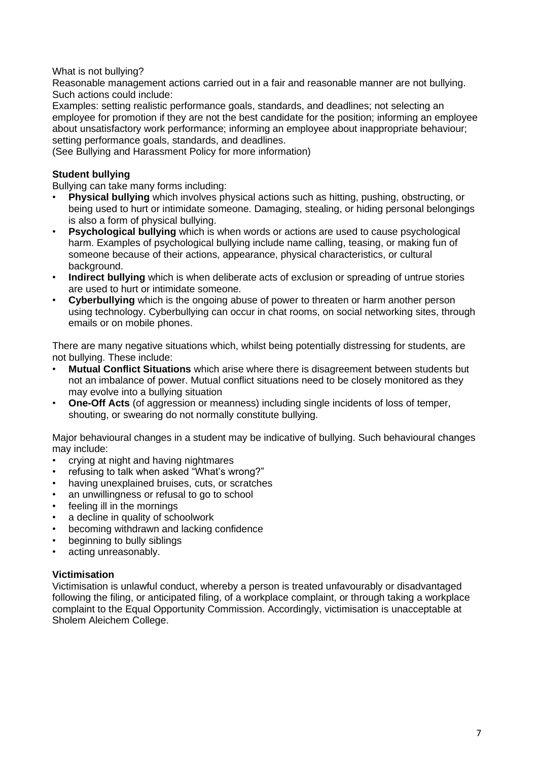What is not bullying?

Reasonable management actions carried out in a fair and reasonable manner are not bullying. Such actions could include:

Examples: setting realistic performance goals, standards, and deadlines; not selecting an employee for promotion if they are not the best candidate for the position; informing an employee about unsatisfactory work performance; informing an employee about inappropriate behaviour; setting performance goals, standards, and deadlines.

(See Bullying and Harassment Policy for more information)

**Student bullying**

Bullying can take many forms including:

- **Physical bullying** which involves physical actions such as hitting, pushing, obstructing, or being used to hurt or intimidate someone. Damaging, stealing, or hiding personal belongings is also a form of physical bullying.
- **Psychological bullying** which is when words or actions are used to cause psychological harm. Examples of psychological bullying include name calling, teasing, or making fun of someone because of their actions, appearance, physical characteristics, or cultural background.
- **Indirect bullying** which is when deliberate acts of exclusion or spreading of untrue stories are used to hurt or intimidate someone.
- **Cyberbullying** which is the ongoing abuse of power to threaten or harm another person using technology. Cyberbullying can occur in chat rooms, on social networking sites, through emails or on mobile phones.

There are many negative situations which, whilst being potentially distressing for students, are not bullying. These include:

- **Mutual Conflict Situations** which arise where there is disagreement between students but not an imbalance of power. Mutual conflict situations need to be closely monitored as they may evolve into a bullying situation
- **One-Off Acts** (of aggression or meanness) including single incidents of loss of temper, shouting, or swearing do not normally constitute bullying.

Major behavioural changes in a student may be indicative of bullying. Such behavioural changes may include:

- crying at night and having nightmares
- refusing to talk when asked "What's wrong?"
- having unexplained bruises, cuts, or scratches
- an unwillingness or refusal to go to school
- feeling ill in the mornings
- a decline in quality of schoolwork
- becoming withdrawn and lacking confidence
- beginning to bully siblings
- acting unreasonably.

**Victimisation**

Victimisation is unlawful conduct, whereby a person is treated unfavourably or disadvantaged following the filing, or anticipated filing, of a workplace complaint, or through taking a workplace complaint to the Equal Opportunity Commission. Accordingly, victimisation is unacceptable at Sholem Aleichem College.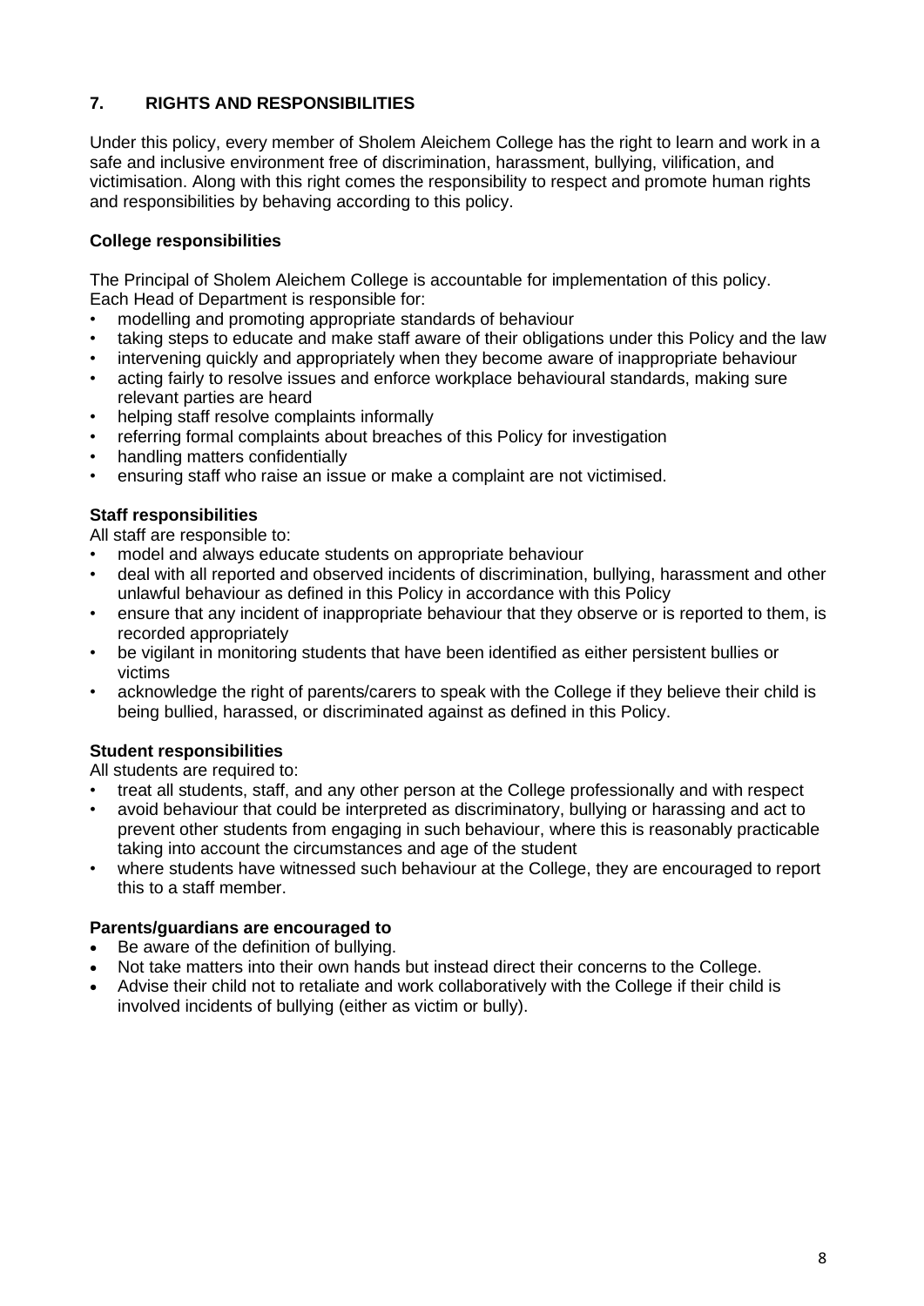## 7. RIGHTS AND RESPONSIBILITIES

Under this policy, every member of Sholem Aleichem College has the right to learn and work in a safe and inclusive environment free of discrimination, harassment, bullying, vilification, and victimisation. Along with this right comes the responsibility to respect and promote human rights and responsibilities by behaving according to this policy.

### College responsibilities

The Principal of Sholem Aleichem College is accountable for implementation of this policy. Each Head of Department is responsible for:

- modelling and promoting appropriate standards of behaviour
- taking steps to educate and make staff aware of their obligations under this Policy and the law
- intervening quickly and appropriately when they become aware of inappropriate behaviour
- acting fairly to resolve issues and enforce workplace behavioural standards, making sure relevant parties are heard
- helping staff resolve complaints informally
- referring formal complaints about breaches of this Policy for investigation
- handling matters confidentially
- ensuring staff who raise an issue or make a complaint are not victimised.

### Staff responsibilities

All staff are responsible to:

- model and always educate students on appropriate behaviour
- deal with all reported and observed incidents of discrimination, bullying, harassment and other unlawful behaviour as defined in this Policy in accordance with this Policy
- ensure that any incident of inappropriate behaviour that they observe or is reported to them, is recorded appropriately
- be vigilant in monitoring students that have been identified as either persistent bullies or victims
- acknowledge the right of parents/carers to speak with the College if they believe their child is being bullied, harassed, or discriminated against as defined in this Policy.

### Student responsibilities

All students are required to:

- treat all students, staff, and any other person at the College professionally and with respect
- avoid behaviour that could be interpreted as discriminatory, bullying or harassing and act to prevent other students from engaging in such behaviour, where this is reasonably practicable taking into account the circumstances and age of the student
- where students have witnessed such behaviour at the College, they are encouraged to report this to a staff member.

### Parents/guardians are encouraged to

- Be aware of the definition of bullying.
- Not take matters into their own hands but instead direct their concerns to the College.
- Advise their child not to retaliate and work collaboratively with the College if their child is involved incidents of bullying (either as victim or bully).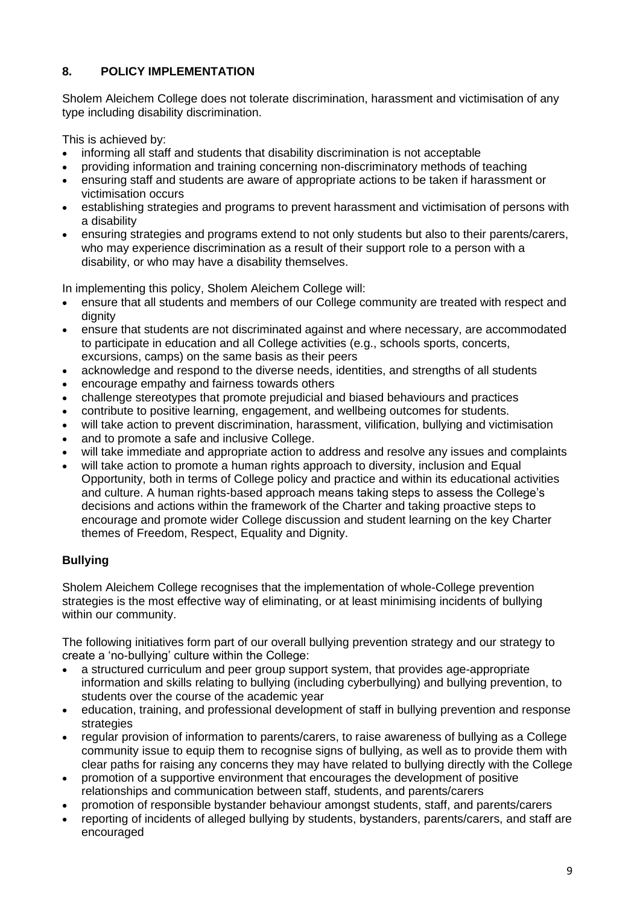## 8. POLICY IMPLEMENTATION

Sholem Aleichem College does not tolerate discrimination, harassment and victimisation of any type including disability discrimination.

This is achieved by:

- informing all staff and students that disability discrimination is not acceptable
- providing information and training concerning non-discriminatory methods of teaching
- ensuring staff and students are aware of appropriate actions to be taken if harassment or victimisation occurs
- establishing strategies and programs to prevent harassment and victimisation of persons with a disability
- ensuring strategies and programs extend to not only students but also to their parents/carers, who may experience discrimination as a result of their support role to a person with a disability, or who may have a disability themselves.

In implementing this policy, Sholem Aleichem College will:

- ensure that all students and members of our College community are treated with respect and dignity
- ensure that students are not discriminated against and where necessary, are accommodated to participate in education and all College activities (e.g., schools sports, concerts, excursions, camps) on the same basis as their peers
- acknowledge and respond to the diverse needs, identities, and strengths of all students
- encourage empathy and fairness towards others
- challenge stereotypes that promote prejudicial and biased behaviours and practices
- contribute to positive learning, engagement, and wellbeing outcomes for students.
- will take action to prevent discrimination, harassment, vilification, bullying and victimisation
- and to promote a safe and inclusive College.
- will take immediate and appropriate action to address and resolve any issues and complaints
- will take action to promote a human rights approach to diversity, inclusion and Equal Opportunity, both in terms of College policy and practice and within its educational activities and culture. A human rights-based approach means taking steps to assess the College's decisions and actions within the framework of the Charter and taking proactive steps to encourage and promote wider College discussion and student learning on the key Charter themes of Freedom, Respect, Equality and Dignity.

### Bullying

Sholem Aleichem College recognises that the implementation of whole-College prevention strategies is the most effective way of eliminating, or at least minimising incidents of bullying within our community.

The following initiatives form part of our overall bullying prevention strategy and our strategy to create a 'no-bullying' culture within the College:

- a structured curriculum and peer group support system, that provides age-appropriate information and skills relating to bullying (including cyberbullying) and bullying prevention, to students over the course of the academic year
- education, training, and professional development of staff in bullying prevention and response strategies
- regular provision of information to parents/carers, to raise awareness of bullying as a College community issue to equip them to recognise signs of bullying, as well as to provide them with clear paths for raising any concerns they may have related to bullying directly with the College
- promotion of a supportive environment that encourages the development of positive relationships and communication between staff, students, and parents/carers
- promotion of responsible bystander behaviour amongst students, staff, and parents/carers
- reporting of incidents of alleged bullying by students, bystanders, parents/carers, and staff are encouraged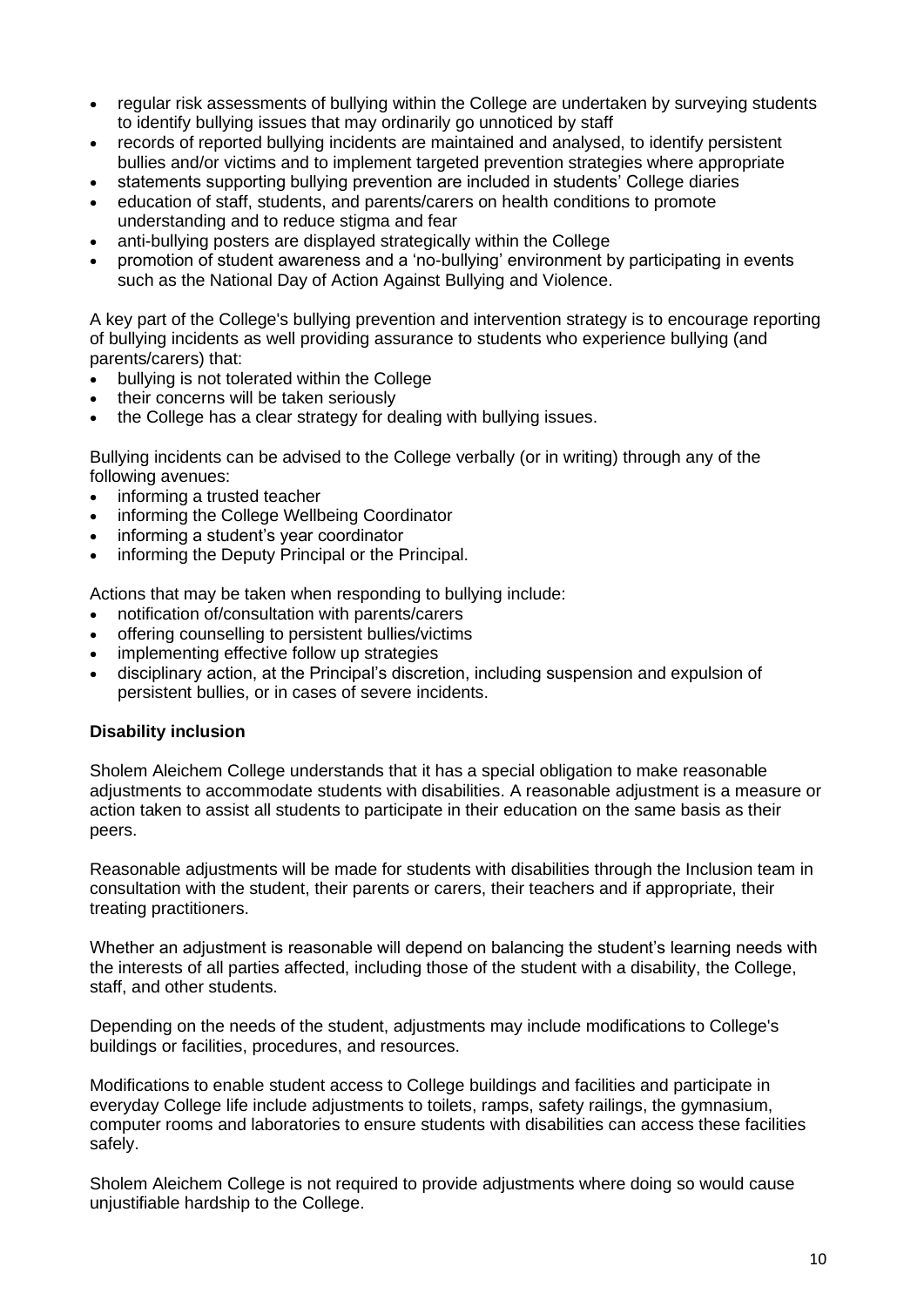- regular risk assessments of bullying within the College are undertaken by surveying students to identify bullying issues that may ordinarily go unnoticed by staff
- records of reported bullying incidents are maintained and analysed, to identify persistent bullies and/or victims and to implement targeted prevention strategies where appropriate
- statements supporting bullying prevention are included in students' College diaries
- education of staff, students, and parents/carers on health conditions to promote understanding and to reduce stigma and fear
- anti-bullying posters are displayed strategically within the College
- promotion of student awareness and a 'no-bullying' environment by participating in events such as the National Day of Action Against Bullying and Violence.

A key part of the College's bullying prevention and intervention strategy is to encourage reporting of bullying incidents as well providing assurance to students who experience bullying (and parents/carers) that:

- bullying is not tolerated within the College
- their concerns will be taken seriously
- the College has a clear strategy for dealing with bullying issues.

Bullying incidents can be advised to the College verbally (or in writing) through any of the following avenues:

- informing a trusted teacher
- informing the College Wellbeing Coordinator
- informing a student's year coordinator
- informing the Deputy Principal or the Principal.

Actions that may be taken when responding to bullying include:

- notification of/consultation with parents/carers
- offering counselling to persistent bullies/victims
- implementing effective follow up strategies
- disciplinary action, at the Principal's discretion, including suspension and expulsion of persistent bullies, or in cases of severe incidents.

**Disability inclusion**

Sholem Aleichem College understands that it has a special obligation to make reasonable adjustments to accommodate students with disabilities. A reasonable adjustment is a measure or action taken to assist all students to participate in their education on the same basis as their peers.

Reasonable adjustments will be made for students with disabilities through the Inclusion team in consultation with the student, their parents or carers, their teachers and if appropriate, their treating practitioners.

Whether an adjustment is reasonable will depend on balancing the student's learning needs with the interests of all parties affected, including those of the student with a disability, the College, staff, and other students.

Depending on the needs of the student, adjustments may include modifications to College's buildings or facilities, procedures, and resources.

Modifications to enable student access to College buildings and facilities and participate in everyday College life include adjustments to toilets, ramps, safety railings, the gymnasium, computer rooms and laboratories to ensure students with disabilities can access these facilities safely.

Sholem Aleichem College is not required to provide adjustments where doing so would cause unjustifiable hardship to the College.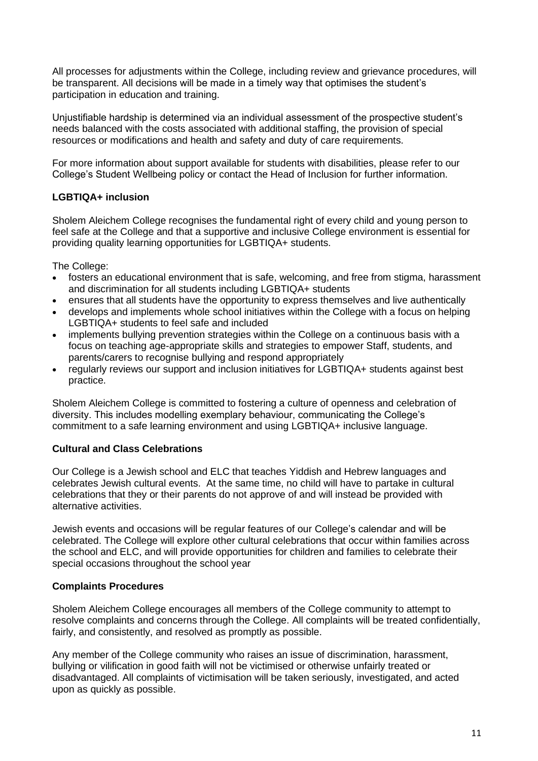All processes for adjustments within the College, including review and grievance procedures, will be transparent. All decisions will be made in a timely way that optimises the student's participation in education and training.

Unjustifiable hardship is determined via an individual assessment of the prospective student's needs balanced with the costs associated with additional staffing, the provision of special resources or modifications and health and safety and duty of care requirements.

For more information about support available for students with disabilities, please refer to our College's Student Wellbeing policy or contact the Head of Inclusion for further information.

**LGBTIQA+ inclusion**

Sholem Aleichem College recognises the fundamental right of every child and young person to feel safe at the College and that a supportive and inclusive College environment is essential for providing quality learning opportunities for LGBTIQA+ students.

The College:

- fosters an educational environment that is safe, welcoming, and free from stigma, harassment and discrimination for all students including LGBTIQA+ students
- ensures that all students have the opportunity to express themselves and live authentically
- develops and implements whole school initiatives within the College with a focus on helping LGBTIQA+ students to feel safe and included
- implements bullying prevention strategies within the College on a continuous basis with a focus on teaching age-appropriate skills and strategies to empower Staff, students, and parents/carers to recognise bullying and respond appropriately
- regularly reviews our support and inclusion initiatives for LGBTIQA+ students against best practice.

Sholem Aleichem College is committed to fostering a culture of openness and celebration of diversity. This includes modelling exemplary behaviour, communicating the College's commitment to a safe learning environment and using LGBTIQA+ inclusive language.

**Cultural and Class Celebrations**

Our College is a Jewish school and ELC that teaches Yiddish and Hebrew languages and celebrates Jewish cultural events. At the same time, no child will have to partake in cultural celebrations that they or their parents do not approve of and will instead be provided with alternative activities.

Jewish events and occasions will be regular features of our College's calendar and will be celebrated. The College will explore other cultural celebrations that occur within families across the school and ELC, and will provide opportunities for children and families to celebrate their special occasions throughout the school year

**Complaints Procedures**

Sholem Aleichem College encourages all members of the College community to attempt to resolve complaints and concerns through the College. All complaints will be treated confidentially, fairly, and consistently, and resolved as promptly as possible.

Any member of the College community who raises an issue of discrimination, harassment, bullying or vilification in good faith will not be victimised or otherwise unfairly treated or disadvantaged. All complaints of victimisation will be taken seriously, investigated, and acted upon as quickly as possible.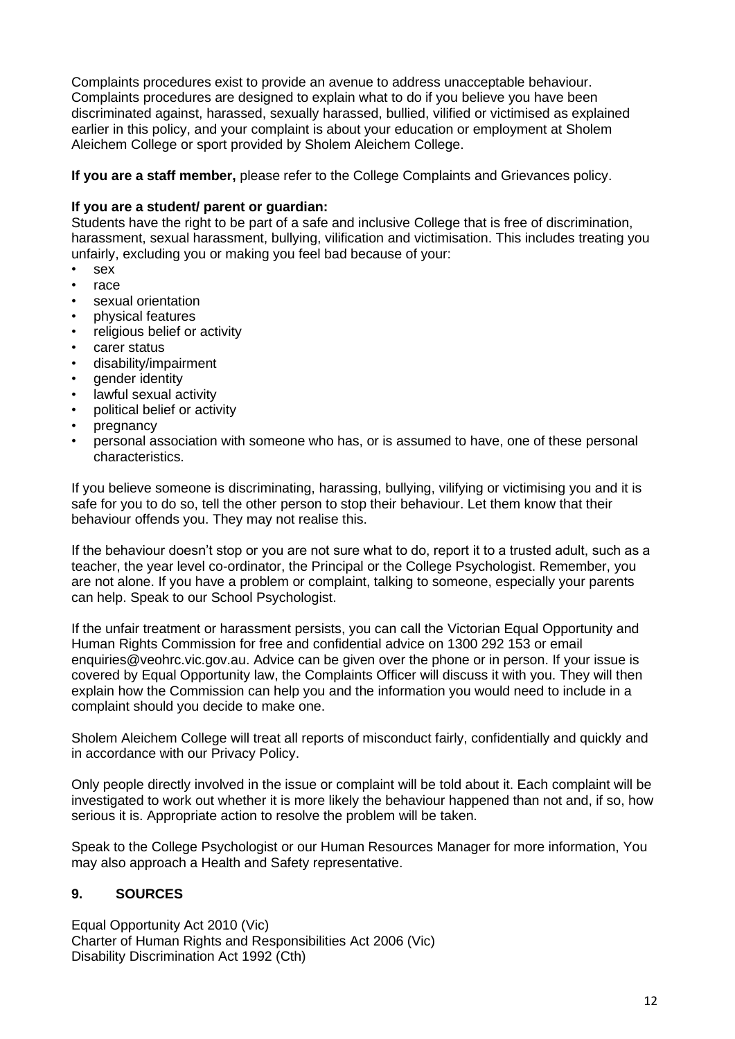Complaints procedures exist to provide an avenue to address unacceptable behaviour. Complaints procedures are designed to explain what to do if you believe you have been discriminated against, harassed, sexually harassed, bullied, vilified or victimised as explained earlier in this policy, and your complaint is about your education or employment at Sholem Aleichem College or sport provided by Sholem Aleichem College.

**If you are a staff member,** please refer to the College Complaints and Grievances policy.

**If you are a student/ parent or guardian:**
Students have the right to be part of a safe and inclusive College that is free of discrimination, harassment, sexual harassment, bullying, vilification and victimisation. This includes treating you unfairly, excluding you or making you feel bad because of your:

- sex
- race
- sexual orientation
- physical features
- religious belief or activity
- carer status
- disability/impairment
- gender identity
- lawful sexual activity
- political belief or activity
- pregnancy
- personal association with someone who has, or is assumed to have, one of these personal characteristics.

If you believe someone is discriminating, harassing, bullying, vilifying or victimising you and it is safe for you to do so, tell the other person to stop their behaviour. Let them know that their behaviour offends you. They may not realise this.

If the behaviour doesn't stop or you are not sure what to do, report it to a trusted adult, such as a teacher, the year level co-ordinator, the Principal or the College Psychologist. Remember, you are not alone. If you have a problem or complaint, talking to someone, especially your parents can help. Speak to our School Psychologist.

If the unfair treatment or harassment persists, you can call the Victorian Equal Opportunity and Human Rights Commission for free and confidential advice on 1300 292 153 or email enquiries@veohrc.vic.gov.au. Advice can be given over the phone or in person. If your issue is covered by Equal Opportunity law, the Complaints Officer will discuss it with you. They will then explain how the Commission can help you and the information you would need to include in a complaint should you decide to make one.

Sholem Aleichem College will treat all reports of misconduct fairly, confidentially and quickly and in accordance with our Privacy Policy.

Only people directly involved in the issue or complaint will be told about it. Each complaint will be investigated to work out whether it is more likely the behaviour happened than not and, if so, how serious it is. Appropriate action to resolve the problem will be taken.

Speak to the College Psychologist or our Human Resources Manager for more information, You may also approach a Health and Safety representative.

## 9. SOURCES

Equal Opportunity Act 2010 (Vic)
Charter of Human Rights and Responsibilities Act 2006 (Vic)
Disability Discrimination Act 1992 (Cth)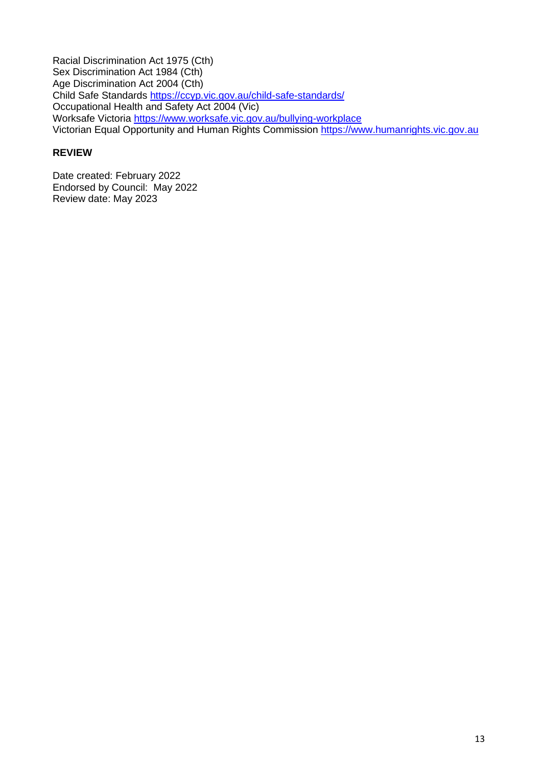Racial Discrimination Act 1975 (Cth)
Sex Discrimination Act 1984 (Cth)
Age Discrimination Act 2004 (Cth)
Child Safe Standards https://ccyp.vic.gov.au/child-safe-standards/
Occupational Health and Safety Act 2004 (Vic)
Worksafe Victoria https://www.worksafe.vic.gov.au/bullying-workplace
Victorian Equal Opportunity and Human Rights Commission https://www.humanrights.vic.gov.au

**REVIEW**

Date created: February 2022
Endorsed by Council: May 2022
Review date: May 2023